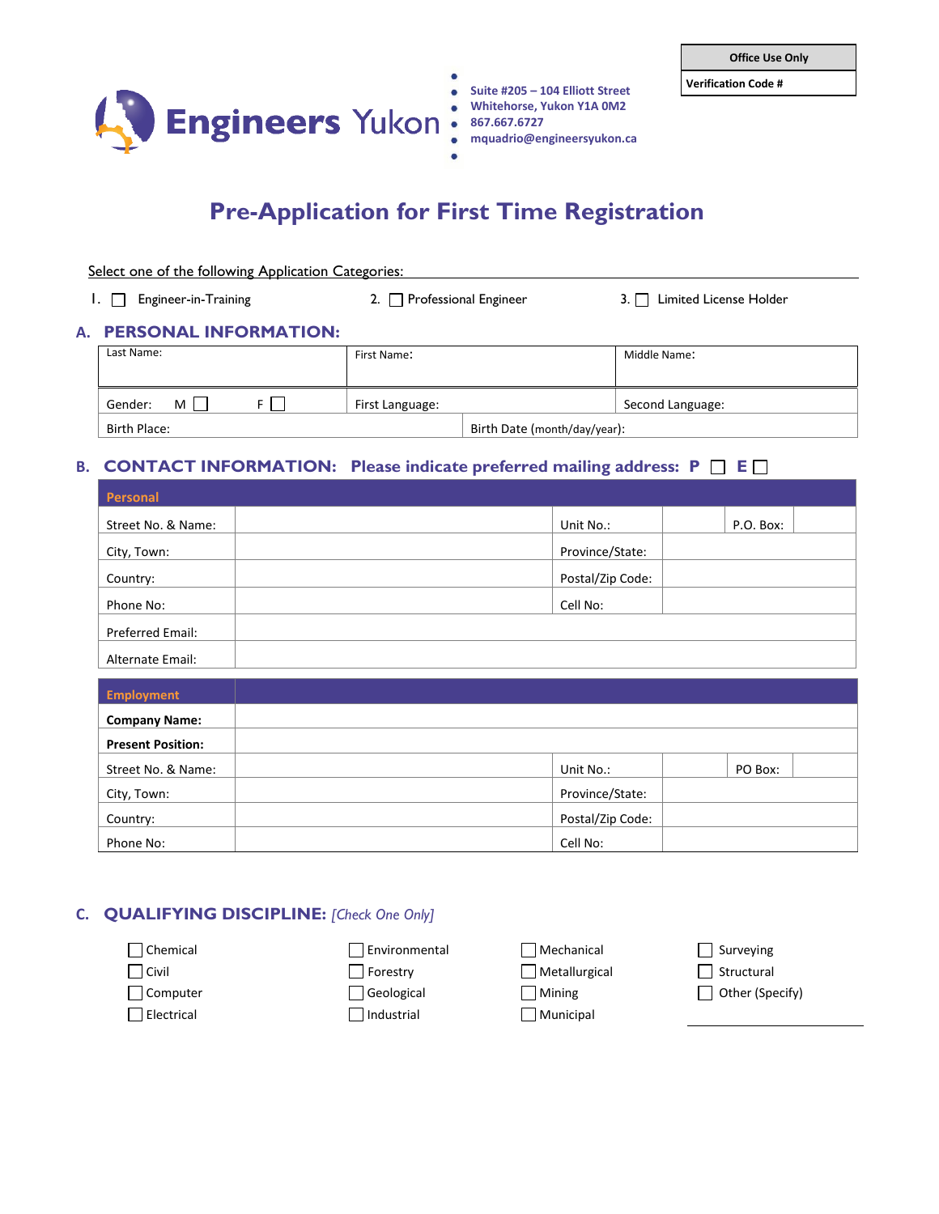Engineers Yukon

- Suite #205 – 104 Elliott Street
- Whitehorse, Yukon Y1A 0M2
- 867.667.6727
- mquadrio@engineersyukon.ca

| Office Use Only |
|---|
| Verification Code # |

# Pre-Application for First Time Registration

Select one of the following Application Categories:

1. ☐ Engineer-in-Training    2. ☐ Professional Engineer    3. ☐ Limited License Holder

## A. PERSONAL INFORMATION:

| Last Name: | First Name: | Middle Name: |
|---|---|---|
| Gender: M ☐ F ☐ | First Language: | Second Language: |
| Birth Place: | Birth Date (month/day/year): | |

## B. CONTACT INFORMATION: Please indicate preferred mailing address: P ☐ E ☐

| Personal | | | | | |
|---|---|---|---|---|---|
| Street No. & Name: | | Unit No.: | | P.O. Box: | |
| City, Town: | | Province/State: | | | |
| Country: | | Postal/Zip Code: | | | |
| Phone No: | | Cell No: | | | |
| Preferred Email: | | | | | |
| Alternate Email: | | | | | |

| Employment | | | | | |
|---|---|---|---|---|---|
| **Company Name:** | | | | | |
| **Present Position:** | | | | | |
| Street No. & Name: | | Unit No.: | | PO Box: | |
| City, Town: | | Province/State: | | | |
| Country: | | Postal/Zip Code: | | | |
| Phone No: | | Cell No: | | | |

## C. QUALIFYING DISCIPLINE: *[Check One Only]*

| | | | |
|---|---|---|---|
| ☐ Chemical | ☐ Environmental | ☐ Mechanical | ☐ Surveying |
| ☐ Civil | ☐ Forestry | ☐ Metallurgical | ☐ Structural |
| ☐ Computer | ☐ Geological | ☐ Mining | ☐ Other (Specify) |
| ☐ Electrical | ☐ Industrial | ☐ Municipal | ______________ |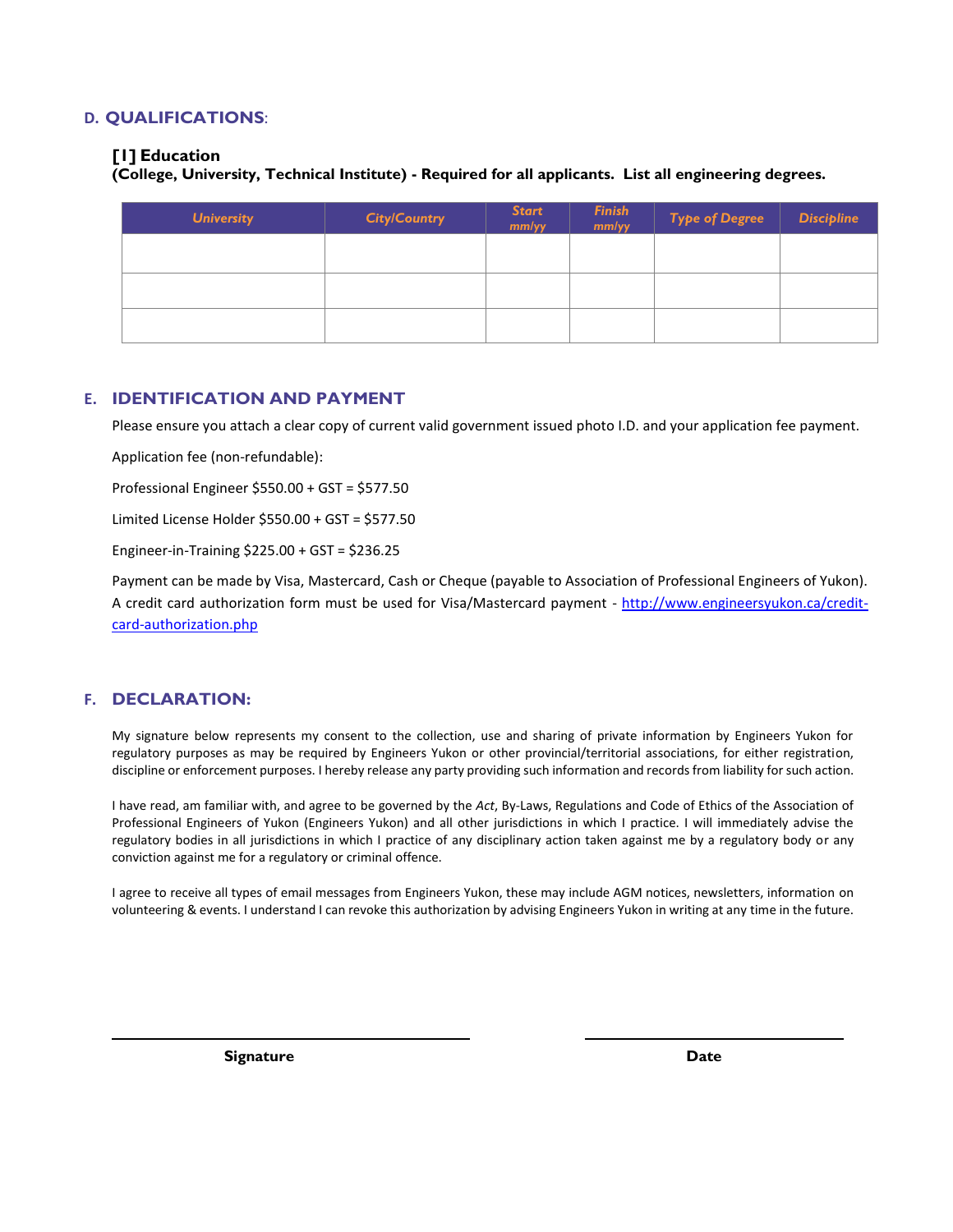## D. QUALIFICATIONS:

### [1] Education

**(College, University, Technical Institute) - Required for all applicants. List all engineering degrees.**

| University | City/Country | Start mm/yy | Finish mm/yy | Type of Degree | Discipline |
|---|---|---|---|---|---|
| | | | | | |
| | | | | | |
| | | | | | |

## E. IDENTIFICATION AND PAYMENT

Please ensure you attach a clear copy of current valid government issued photo I.D. and your application fee payment.

Application fee (non-refundable):

Professional Engineer $550.00 + GST = $577.50

Limited License Holder $550.00 + GST = $577.50

Engineer-in-Training $225.00 + GST = $236.25

Payment can be made by Visa, Mastercard, Cash or Cheque (payable to Association of Professional Engineers of Yukon). A credit card authorization form must be used for Visa/Mastercard payment - [http://www.engineersyukon.ca/credit-card-authorization.php](http://www.engineersyukon.ca/credit-card-authorization.php)

## F. DECLARATION:

My signature below represents my consent to the collection, use and sharing of private information by Engineers Yukon for regulatory purposes as may be required by Engineers Yukon or other provincial/territorial associations, for either registration, discipline or enforcement purposes. I hereby release any party providing such information and records from liability for such action.

I have read, am familiar with, and agree to be governed by the *Act*, By-Laws, Regulations and Code of Ethics of the Association of Professional Engineers of Yukon (Engineers Yukon) and all other jurisdictions in which I practice. I will immediately advise the regulatory bodies in all jurisdictions in which I practice of any disciplinary action taken against me by a regulatory body or any conviction against me for a regulatory or criminal offence.

I agree to receive all types of email messages from Engineers Yukon, these may include AGM notices, newsletters, information on volunteering & events. I understand I can revoke this authorization by advising Engineers Yukon in writing at any time in the future.

______________________________ ______________________________

**Signature** **Date**